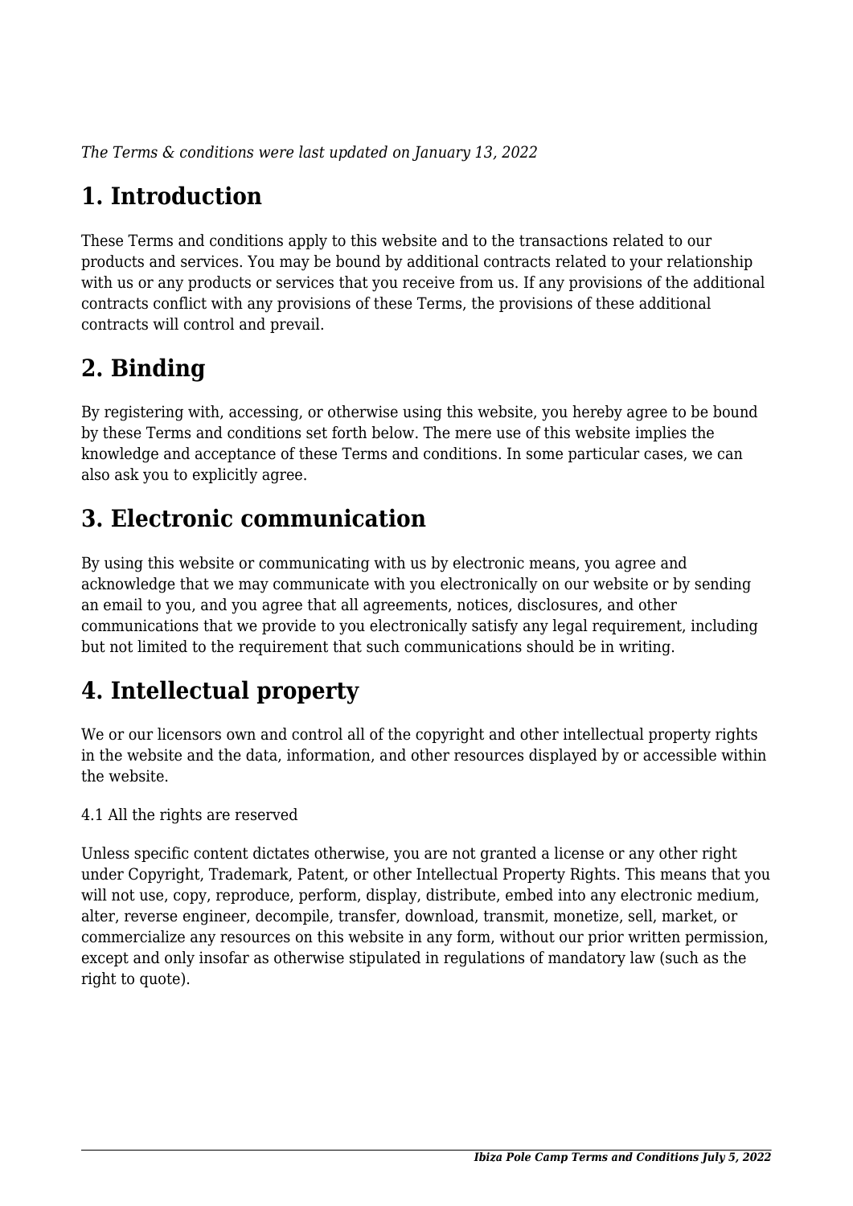*The Terms & conditions were last updated on January 13, 2022*

# 1. Introduction

These Terms and conditions apply to this website and to the transactions related to our products and services. You may be bound by additional contracts related to your relationship with us or any products or services that you receive from us. If any provisions of the additional contracts conflict with any provisions of these Terms, the provisions of these additional contracts will control and prevail.

# 2. Binding

By registering with, accessing, or otherwise using this website, you hereby agree to be bound by these Terms and conditions set forth below. The mere use of this website implies the knowledge and acceptance of these Terms and conditions. In some particular cases, we can also ask you to explicitly agree.

# 3. Electronic communication

By using this website or communicating with us by electronic means, you agree and acknowledge that we may communicate with you electronically on our website or by sending an email to you, and you agree that all agreements, notices, disclosures, and other communications that we provide to you electronically satisfy any legal requirement, including but not limited to the requirement that such communications should be in writing.

# 4. Intellectual property

We or our licensors own and control all of the copyright and other intellectual property rights in the website and the data, information, and other resources displayed by or accessible within the website.

4.1 All the rights are reserved

Unless specific content dictates otherwise, you are not granted a license or any other right under Copyright, Trademark, Patent, or other Intellectual Property Rights. This means that you will not use, copy, reproduce, perform, display, distribute, embed into any electronic medium, alter, reverse engineer, decompile, transfer, download, transmit, monetize, sell, market, or commercialize any resources on this website in any form, without our prior written permission, except and only insofar as otherwise stipulated in regulations of mandatory law (such as the right to quote).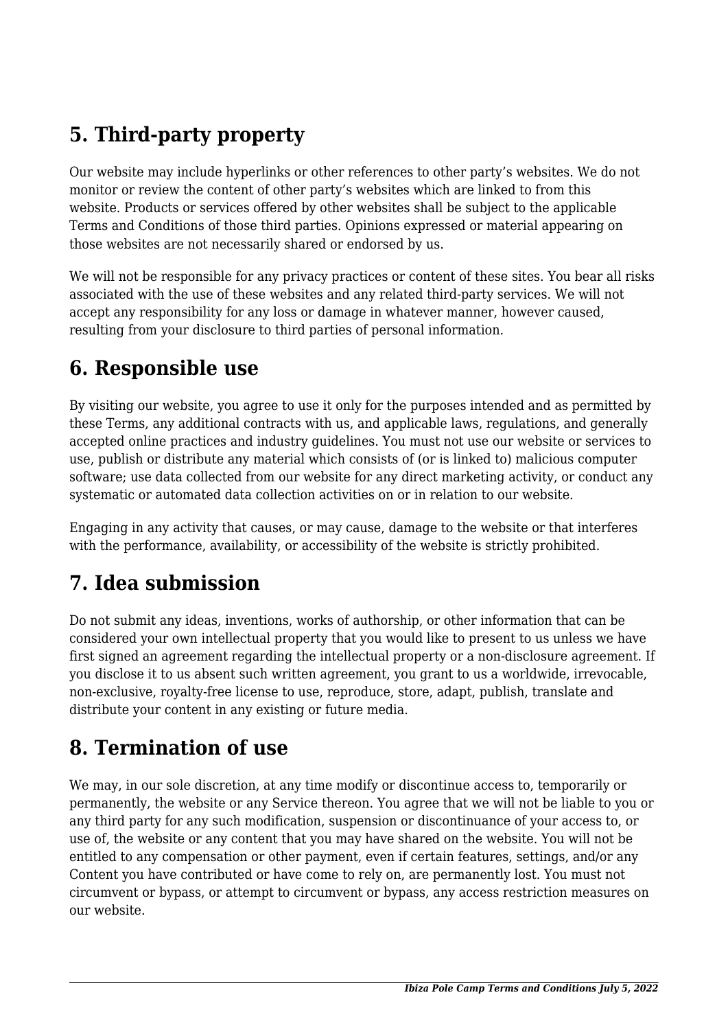## 5. Third-party property

Our website may include hyperlinks or other references to other party's websites. We do not monitor or review the content of other party's websites which are linked to from this website. Products or services offered by other websites shall be subject to the applicable Terms and Conditions of those third parties. Opinions expressed or material appearing on those websites are not necessarily shared or endorsed by us.

We will not be responsible for any privacy practices or content of these sites. You bear all risks associated with the use of these websites and any related third-party services. We will not accept any responsibility for any loss or damage in whatever manner, however caused, resulting from your disclosure to third parties of personal information.

## 6. Responsible use

By visiting our website, you agree to use it only for the purposes intended and as permitted by these Terms, any additional contracts with us, and applicable laws, regulations, and generally accepted online practices and industry guidelines. You must not use our website or services to use, publish or distribute any material which consists of (or is linked to) malicious computer software; use data collected from our website for any direct marketing activity, or conduct any systematic or automated data collection activities on or in relation to our website.

Engaging in any activity that causes, or may cause, damage to the website or that interferes with the performance, availability, or accessibility of the website is strictly prohibited.

## 7. Idea submission

Do not submit any ideas, inventions, works of authorship, or other information that can be considered your own intellectual property that you would like to present to us unless we have first signed an agreement regarding the intellectual property or a non-disclosure agreement. If you disclose it to us absent such written agreement, you grant to us a worldwide, irrevocable, non-exclusive, royalty-free license to use, reproduce, store, adapt, publish, translate and distribute your content in any existing or future media.

## 8. Termination of use

We may, in our sole discretion, at any time modify or discontinue access to, temporarily or permanently, the website or any Service thereon. You agree that we will not be liable to you or any third party for any such modification, suspension or discontinuance of your access to, or use of, the website or any content that you may have shared on the website. You will not be entitled to any compensation or other payment, even if certain features, settings, and/or any Content you have contributed or have come to rely on, are permanently lost. You must not circumvent or bypass, or attempt to circumvent or bypass, any access restriction measures on our website.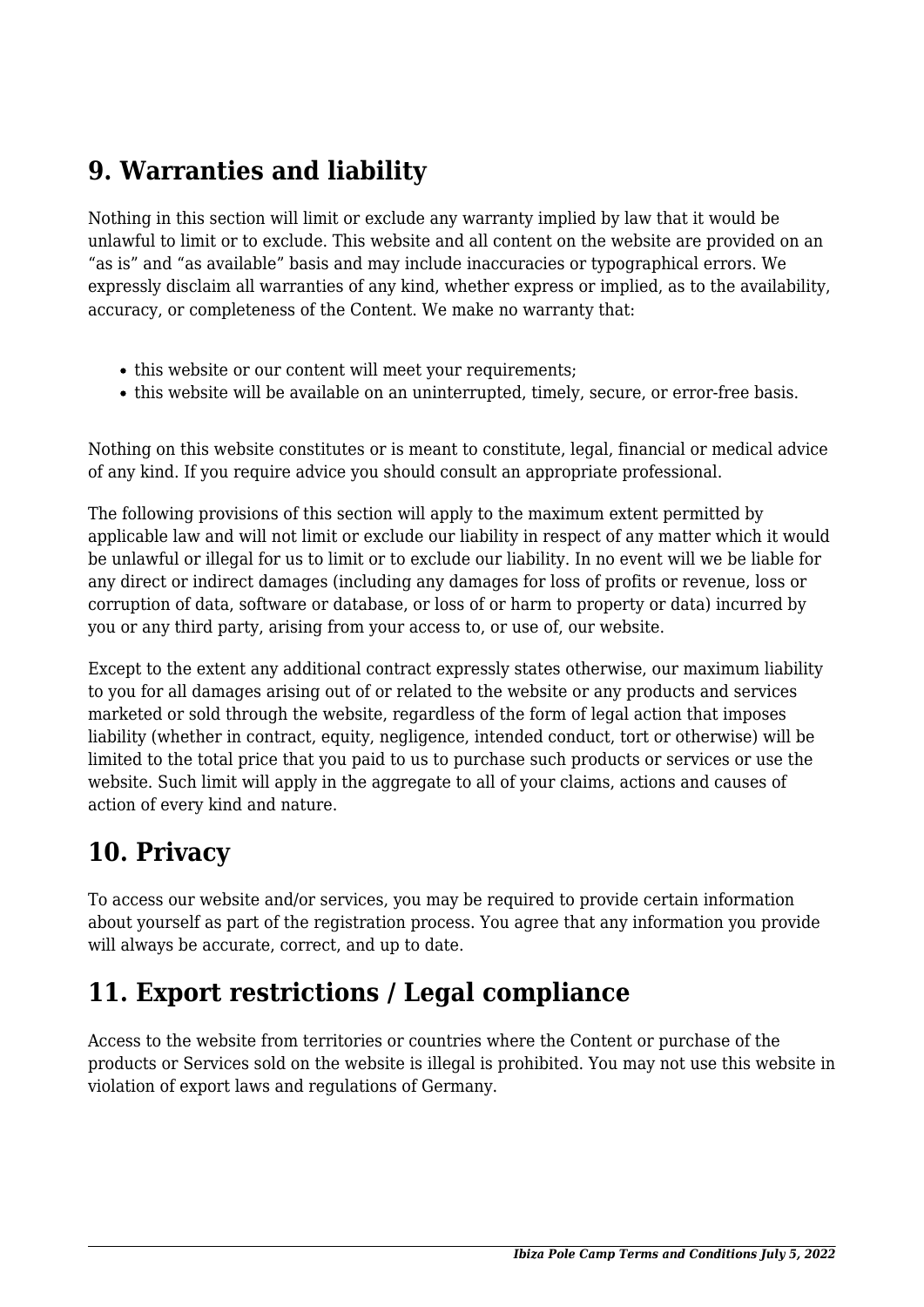## 9. Warranties and liability

Nothing in this section will limit or exclude any warranty implied by law that it would be unlawful to limit or to exclude. This website and all content on the website are provided on an "as is" and "as available" basis and may include inaccuracies or typographical errors. We expressly disclaim all warranties of any kind, whether express or implied, as to the availability, accuracy, or completeness of the Content. We make no warranty that:

- this website or our content will meet your requirements;
- this website will be available on an uninterrupted, timely, secure, or error-free basis.

Nothing on this website constitutes or is meant to constitute, legal, financial or medical advice of any kind. If you require advice you should consult an appropriate professional.

The following provisions of this section will apply to the maximum extent permitted by applicable law and will not limit or exclude our liability in respect of any matter which it would be unlawful or illegal for us to limit or to exclude our liability. In no event will we be liable for any direct or indirect damages (including any damages for loss of profits or revenue, loss or corruption of data, software or database, or loss of or harm to property or data) incurred by you or any third party, arising from your access to, or use of, our website.

Except to the extent any additional contract expressly states otherwise, our maximum liability to you for all damages arising out of or related to the website or any products and services marketed or sold through the website, regardless of the form of legal action that imposes liability (whether in contract, equity, negligence, intended conduct, tort or otherwise) will be limited to the total price that you paid to us to purchase such products or services or use the website. Such limit will apply in the aggregate to all of your claims, actions and causes of action of every kind and nature.

## 10. Privacy

To access our website and/or services, you may be required to provide certain information about yourself as part of the registration process. You agree that any information you provide will always be accurate, correct, and up to date.

## 11. Export restrictions / Legal compliance

Access to the website from territories or countries where the Content or purchase of the products or Services sold on the website is illegal is prohibited. You may not use this website in violation of export laws and regulations of Germany.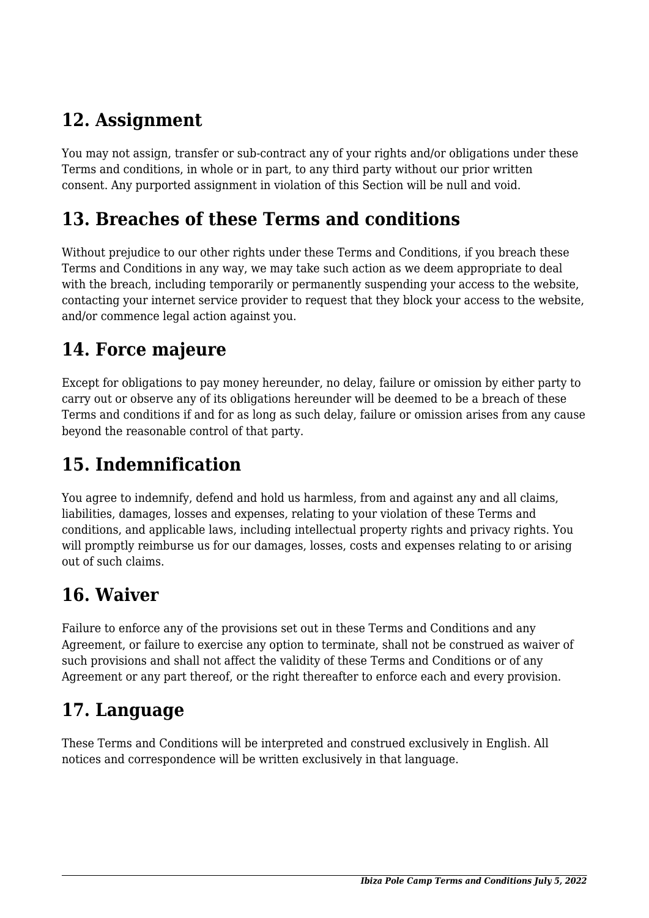## 12. Assignment

You may not assign, transfer or sub-contract any of your rights and/or obligations under these Terms and conditions, in whole or in part, to any third party without our prior written consent. Any purported assignment in violation of this Section will be null and void.

## 13. Breaches of these Terms and conditions

Without prejudice to our other rights under these Terms and Conditions, if you breach these Terms and Conditions in any way, we may take such action as we deem appropriate to deal with the breach, including temporarily or permanently suspending your access to the website, contacting your internet service provider to request that they block your access to the website, and/or commence legal action against you.

## 14. Force majeure

Except for obligations to pay money hereunder, no delay, failure or omission by either party to carry out or observe any of its obligations hereunder will be deemed to be a breach of these Terms and conditions if and for as long as such delay, failure or omission arises from any cause beyond the reasonable control of that party.

## 15. Indemnification

You agree to indemnify, defend and hold us harmless, from and against any and all claims, liabilities, damages, losses and expenses, relating to your violation of these Terms and conditions, and applicable laws, including intellectual property rights and privacy rights. You will promptly reimburse us for our damages, losses, costs and expenses relating to or arising out of such claims.

## 16. Waiver

Failure to enforce any of the provisions set out in these Terms and Conditions and any Agreement, or failure to exercise any option to terminate, shall not be construed as waiver of such provisions and shall not affect the validity of these Terms and Conditions or of any Agreement or any part thereof, or the right thereafter to enforce each and every provision.

## 17. Language

These Terms and Conditions will be interpreted and construed exclusively in English. All notices and correspondence will be written exclusively in that language.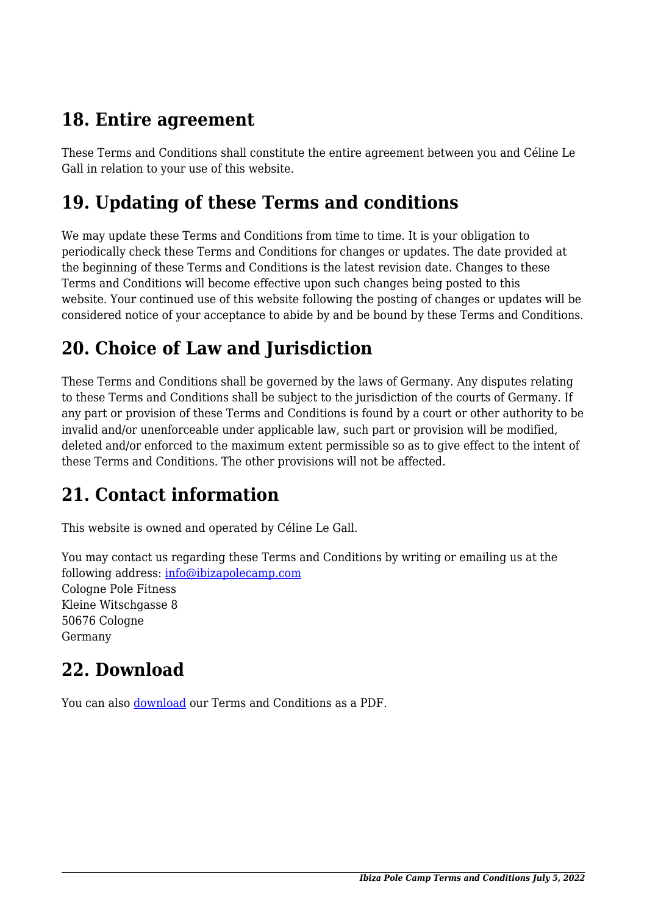## 18. Entire agreement

These Terms and Conditions shall constitute the entire agreement between you and Céline Le Gall in relation to your use of this website.

## 19. Updating of these Terms and conditions

We may update these Terms and Conditions from time to time. It is your obligation to periodically check these Terms and Conditions for changes or updates. The date provided at the beginning of these Terms and Conditions is the latest revision date. Changes to these Terms and Conditions will become effective upon such changes being posted to this website. Your continued use of this website following the posting of changes or updates will be considered notice of your acceptance to abide by and be bound by these Terms and Conditions.

## 20. Choice of Law and Jurisdiction

These Terms and Conditions shall be governed by the laws of Germany. Any disputes relating to these Terms and Conditions shall be subject to the jurisdiction of the courts of Germany. If any part or provision of these Terms and Conditions is found by a court or other authority to be invalid and/or unenforceable under applicable law, such part or provision will be modified, deleted and/or enforced to the maximum extent permissible so as to give effect to the intent of these Terms and Conditions. The other provisions will not be affected.

## 21. Contact information

This website is owned and operated by Céline Le Gall.

You may contact us regarding these Terms and Conditions by writing or emailing us at the following address: [info@ibizapolecamp.com](mailto:info@ibizapolecamp.com)
Cologne Pole Fitness
Kleine Witschgasse 8
50676 Cologne
Germany

## 22. Download

You can also [download](#) our Terms and Conditions as a PDF.